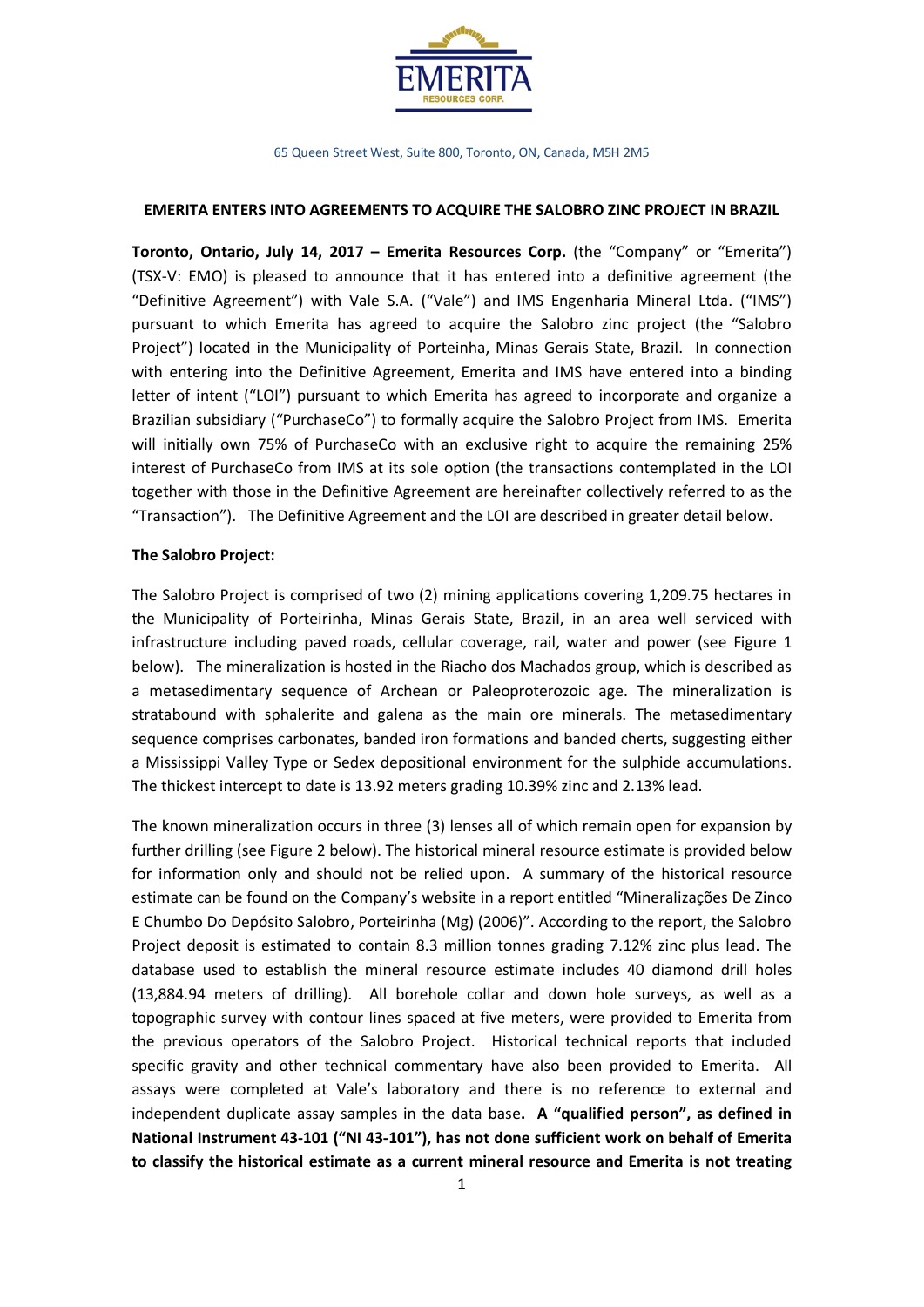EMERITA RESOURCES CORP.

65 Queen Street West, Suite 800, Toronto, ON, Canada, M5H 2M5

## EMERITA ENTERS INTO AGREEMENTS TO ACQUIRE THE SALOBRO ZINC PROJECT IN BRAZIL

**Toronto, Ontario, July 14, 2017 – Emerita Resources Corp.** (the "Company" or "Emerita") (TSX-V: EMO) is pleased to announce that it has entered into a definitive agreement (the "Definitive Agreement") with Vale S.A. ("Vale") and IMS Engenharia Mineral Ltda. ("IMS") pursuant to which Emerita has agreed to acquire the Salobro zinc project (the "Salobro Project") located in the Municipality of Porteinha, Minas Gerais State, Brazil. In connection with entering into the Definitive Agreement, Emerita and IMS have entered into a binding letter of intent ("LOI") pursuant to which Emerita has agreed to incorporate and organize a Brazilian subsidiary ("PurchaseCo") to formally acquire the Salobro Project from IMS. Emerita will initially own 75% of PurchaseCo with an exclusive right to acquire the remaining 25% interest of PurchaseCo from IMS at its sole option (the transactions contemplated in the LOI together with those in the Definitive Agreement are hereinafter collectively referred to as the "Transaction"). The Definitive Agreement and the LOI are described in greater detail below.

**The Salobro Project:**

The Salobro Project is comprised of two (2) mining applications covering 1,209.75 hectares in the Municipality of Porteirinha, Minas Gerais State, Brazil, in an area well serviced with infrastructure including paved roads, cellular coverage, rail, water and power (see Figure 1 below). The mineralization is hosted in the Riacho dos Machados group, which is described as a metasedimentary sequence of Archean or Paleoproterozoic age. The mineralization is stratabound with sphalerite and galena as the main ore minerals. The metasedimentary sequence comprises carbonates, banded iron formations and banded cherts, suggesting either a Mississippi Valley Type or Sedex depositional environment for the sulphide accumulations. The thickest intercept to date is 13.92 meters grading 10.39% zinc and 2.13% lead.

The known mineralization occurs in three (3) lenses all of which remain open for expansion by further drilling (see Figure 2 below). The historical mineral resource estimate is provided below for information only and should not be relied upon. A summary of the historical resource estimate can be found on the Company's website in a report entitled "Mineralizações De Zinco E Chumbo Do Depósito Salobro, Porteirinha (Mg) (2006)". According to the report, the Salobro Project deposit is estimated to contain 8.3 million tonnes grading 7.12% zinc plus lead. The database used to establish the mineral resource estimate includes 40 diamond drill holes (13,884.94 meters of drilling). All borehole collar and down hole surveys, as well as a topographic survey with contour lines spaced at five meters, were provided to Emerita from the previous operators of the Salobro Project. Historical technical reports that included specific gravity and other technical commentary have also been provided to Emerita. All assays were completed at Vale's laboratory and there is no reference to external and independent duplicate assay samples in the data base**. A "qualified person", as defined in National Instrument 43-101 ("NI 43-101"), has not done sufficient work on behalf of Emerita to classify the historical estimate as a current mineral resource and Emerita is not treating**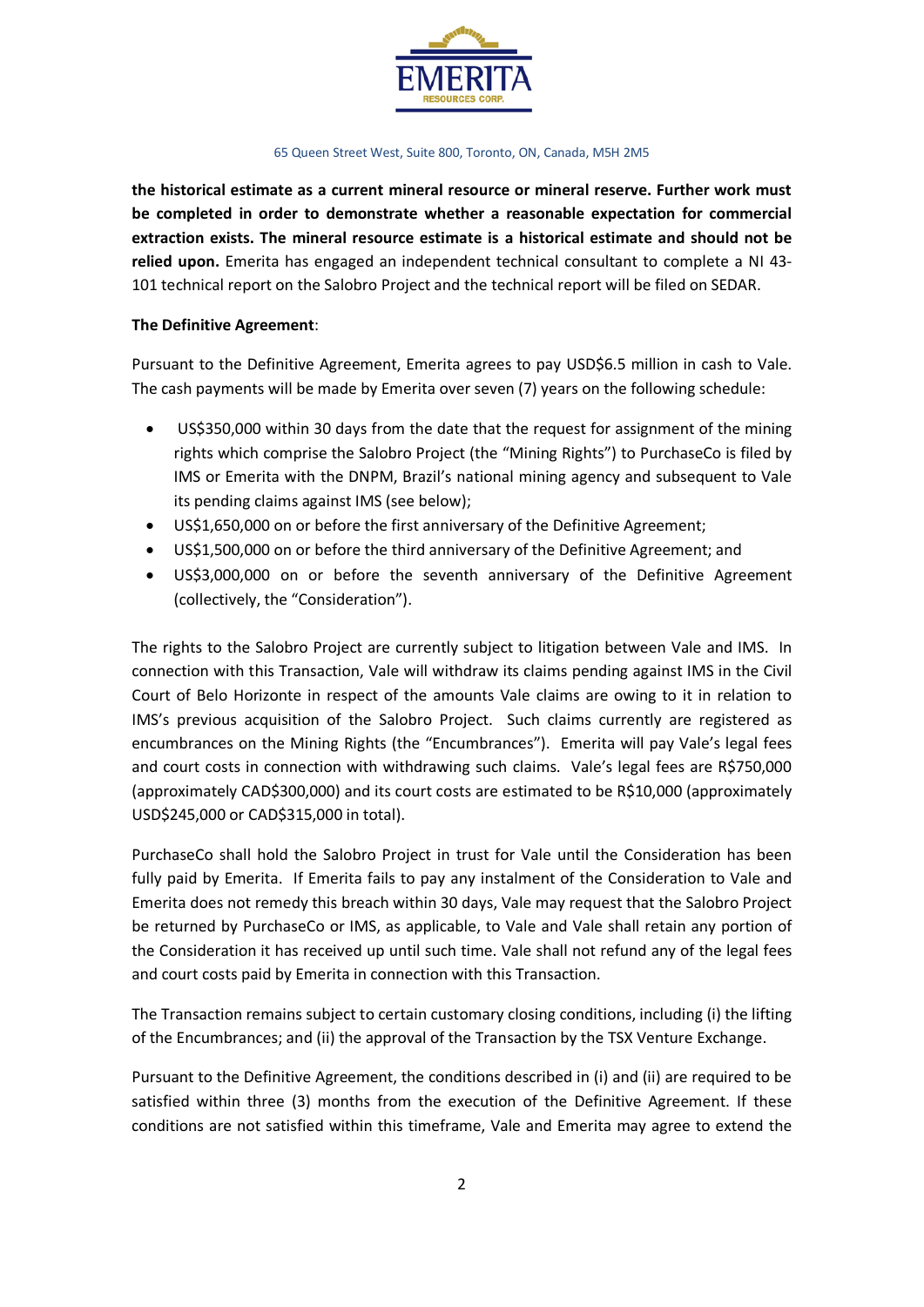**the historical estimate as a current mineral resource or mineral reserve. Further work must be completed in order to demonstrate whether a reasonable expectation for commercial extraction exists. The mineral resource estimate is a historical estimate and should not be relied upon.** Emerita has engaged an independent technical consultant to complete a NI 43-101 technical report on the Salobro Project and the technical report will be filed on SEDAR.

**The Definitive Agreement**:

Pursuant to the Definitive Agreement, Emerita agrees to pay USD$6.5 million in cash to Vale. The cash payments will be made by Emerita over seven (7) years on the following schedule:

- US$350,000 within 30 days from the date that the request for assignment of the mining rights which comprise the Salobro Project (the "Mining Rights") to PurchaseCo is filed by IMS or Emerita with the DNPM, Brazil's national mining agency and subsequent to Vale its pending claims against IMS (see below);
- US$1,650,000 on or before the first anniversary of the Definitive Agreement;
- US$1,500,000 on or before the third anniversary of the Definitive Agreement; and
- US$3,000,000 on or before the seventh anniversary of the Definitive Agreement (collectively, the "Consideration").

The rights to the Salobro Project are currently subject to litigation between Vale and IMS. In connection with this Transaction, Vale will withdraw its claims pending against IMS in the Civil Court of Belo Horizonte in respect of the amounts Vale claims are owing to it in relation to IMS's previous acquisition of the Salobro Project. Such claims currently are registered as encumbrances on the Mining Rights (the "Encumbrances"). Emerita will pay Vale's legal fees and court costs in connection with withdrawing such claims. Vale's legal fees are R$750,000 (approximately CAD$300,000) and its court costs are estimated to be R$10,000 (approximately USD$245,000 or CAD$315,000 in total).

PurchaseCo shall hold the Salobro Project in trust for Vale until the Consideration has been fully paid by Emerita. If Emerita fails to pay any instalment of the Consideration to Vale and Emerita does not remedy this breach within 30 days, Vale may request that the Salobro Project be returned by PurchaseCo or IMS, as applicable, to Vale and Vale shall retain any portion of the Consideration it has received up until such time. Vale shall not refund any of the legal fees and court costs paid by Emerita in connection with this Transaction.

The Transaction remains subject to certain customary closing conditions, including (i) the lifting of the Encumbrances; and (ii) the approval of the Transaction by the TSX Venture Exchange.

Pursuant to the Definitive Agreement, the conditions described in (i) and (ii) are required to be satisfied within three (3) months from the execution of the Definitive Agreement. If these conditions are not satisfied within this timeframe, Vale and Emerita may agree to extend the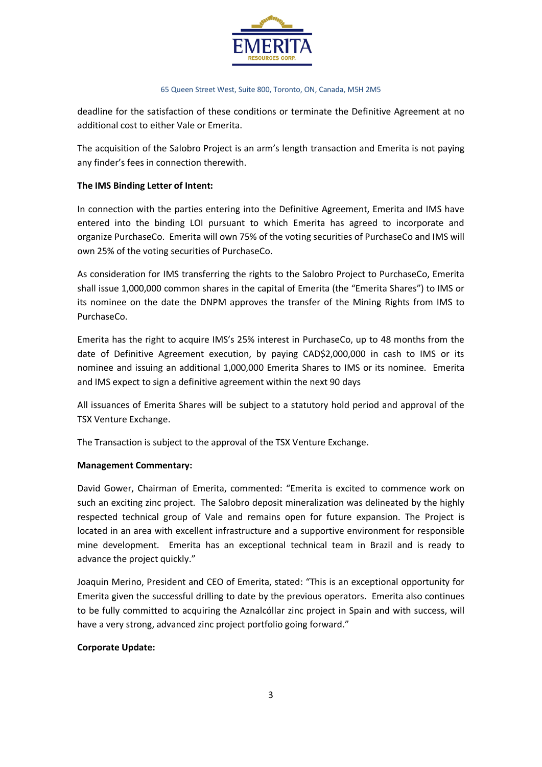deadline for the satisfaction of these conditions or terminate the Definitive Agreement at no additional cost to either Vale or Emerita.

The acquisition of the Salobro Project is an arm's length transaction and Emerita is not paying any finder's fees in connection therewith.

**The IMS Binding Letter of Intent:**

In connection with the parties entering into the Definitive Agreement, Emerita and IMS have entered into the binding LOI pursuant to which Emerita has agreed to incorporate and organize PurchaseCo. Emerita will own 75% of the voting securities of PurchaseCo and IMS will own 25% of the voting securities of PurchaseCo.

As consideration for IMS transferring the rights to the Salobro Project to PurchaseCo, Emerita shall issue 1,000,000 common shares in the capital of Emerita (the "Emerita Shares") to IMS or its nominee on the date the DNPM approves the transfer of the Mining Rights from IMS to PurchaseCo.

Emerita has the right to acquire IMS's 25% interest in PurchaseCo, up to 48 months from the date of Definitive Agreement execution, by paying CAD$2,000,000 in cash to IMS or its nominee and issuing an additional 1,000,000 Emerita Shares to IMS or its nominee. Emerita and IMS expect to sign a definitive agreement within the next 90 days

All issuances of Emerita Shares will be subject to a statutory hold period and approval of the TSX Venture Exchange.

The Transaction is subject to the approval of the TSX Venture Exchange.

**Management Commentary:**

David Gower, Chairman of Emerita, commented: "Emerita is excited to commence work on such an exciting zinc project. The Salobro deposit mineralization was delineated by the highly respected technical group of Vale and remains open for future expansion. The Project is located in an area with excellent infrastructure and a supportive environment for responsible mine development. Emerita has an exceptional technical team in Brazil and is ready to advance the project quickly."

Joaquin Merino, President and CEO of Emerita, stated: "This is an exceptional opportunity for Emerita given the successful drilling to date by the previous operators. Emerita also continues to be fully committed to acquiring the Aznalcóllar zinc project in Spain and with success, will have a very strong, advanced zinc project portfolio going forward."

**Corporate Update:**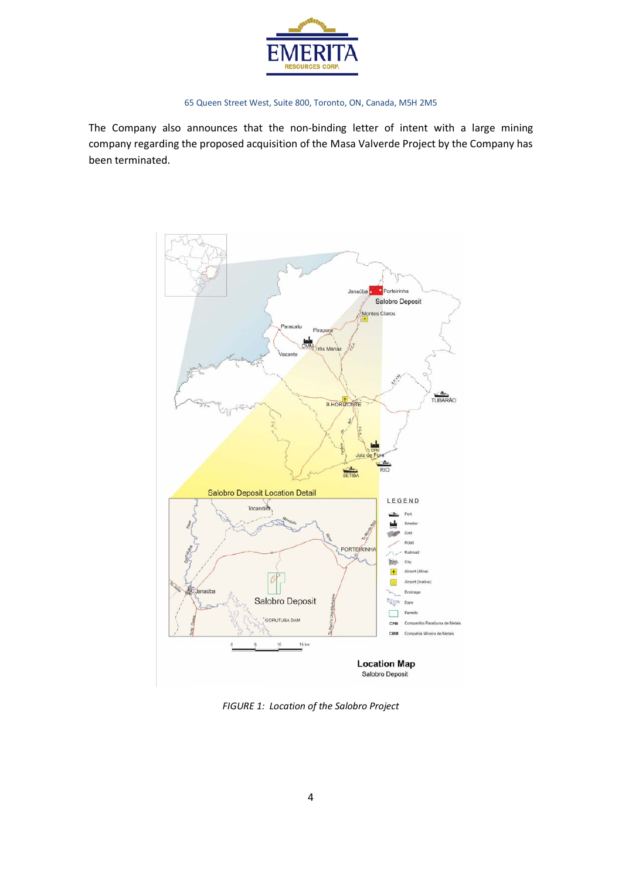The Company also announces that the non-binding letter of intent with a large mining company regarding the proposed acquisition of the Masa Valverde Project by the Company has been terminated.

*FIGURE 1: Location of the Salobro Project*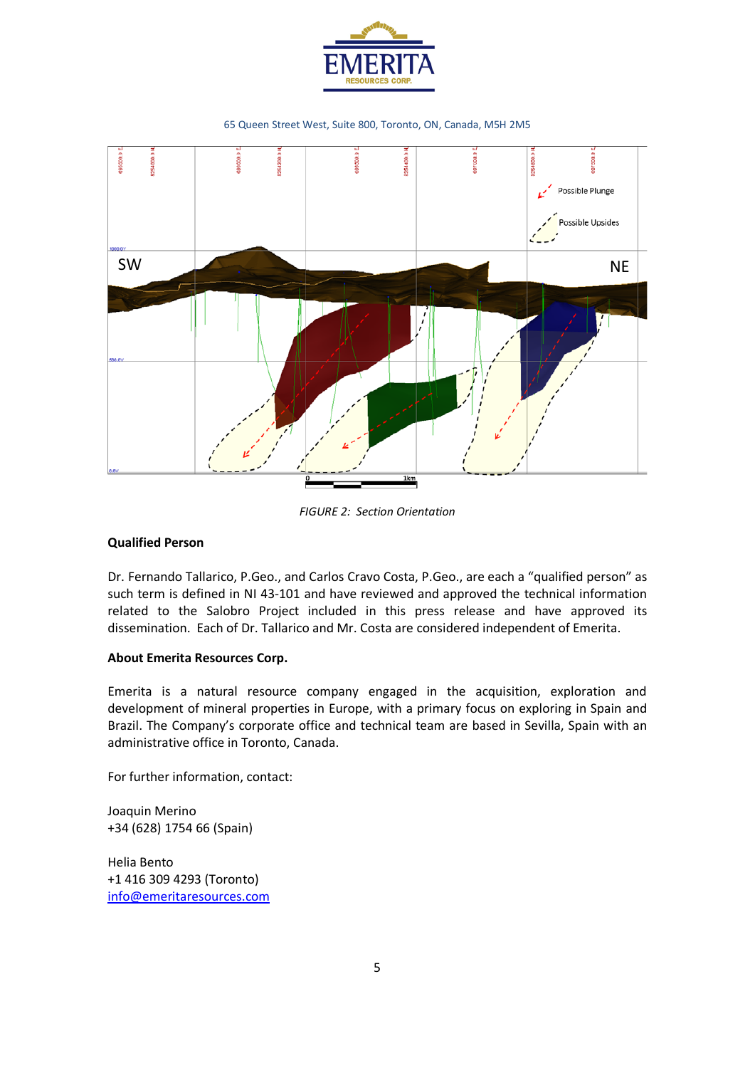EMERITA RESOURCES CORP.

65 Queen Street West, Suite 800, Toronto, ON, Canada, M5H 2M5

SW

NE

Possible Plunge

Possible Upsides

0

1km

*FIGURE 2: Section Orientation*

**Qualified Person**

Dr. Fernando Tallarico, P.Geo., and Carlos Cravo Costa, P.Geo., are each a "qualified person" as such term is defined in NI 43-101 and have reviewed and approved the technical information related to the Salobro Project included in this press release and have approved its dissemination. Each of Dr. Tallarico and Mr. Costa are considered independent of Emerita.

**About Emerita Resources Corp.**

Emerita is a natural resource company engaged in the acquisition, exploration and development of mineral properties in Europe, with a primary focus on exploring in Spain and Brazil. The Company's corporate office and technical team are based in Sevilla, Spain with an administrative office in Toronto, Canada.

For further information, contact:

Joaquin Merino
+34 (628) 1754 66 (Spain)

Helia Bento
+1 416 309 4293 (Toronto)
info@emeritaresources.com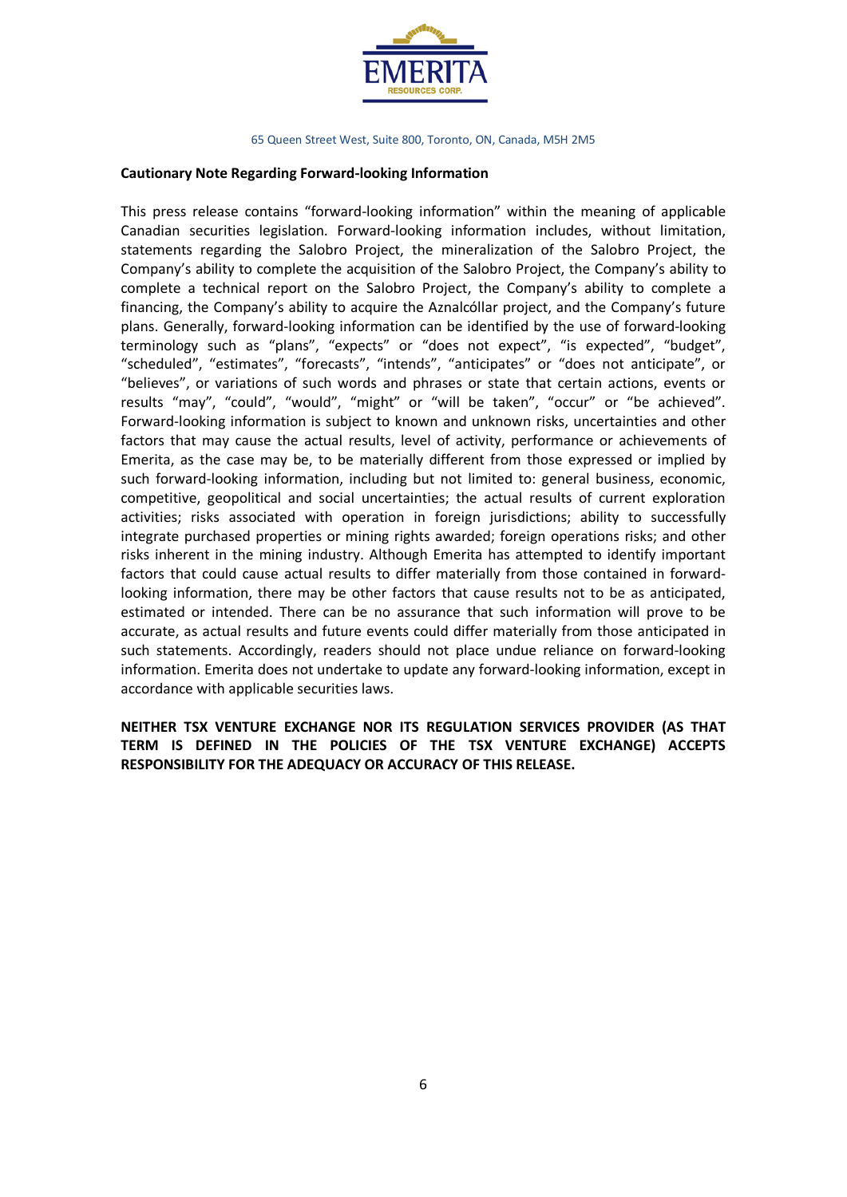65 Queen Street West, Suite 800, Toronto, ON, Canada, M5H 2M5

**Cautionary Note Regarding Forward-looking Information**

This press release contains “forward-looking information” within the meaning of applicable Canadian securities legislation. Forward-looking information includes, without limitation, statements regarding the Salobro Project, the mineralization of the Salobro Project, the Company’s ability to complete the acquisition of the Salobro Project, the Company’s ability to complete a technical report on the Salobro Project, the Company’s ability to complete a financing, the Company’s ability to acquire the Aznalcóllar project, and the Company’s future plans. Generally, forward-looking information can be identified by the use of forward-looking terminology such as “plans”, “expects” or “does not expect”, “is expected”, “budget”, “scheduled”, “estimates”, “forecasts”, “intends”, “anticipates” or “does not anticipate”, or “believes”, or variations of such words and phrases or state that certain actions, events or results “may”, “could”, “would”, “might” or “will be taken”, “occur” or “be achieved”. Forward-looking information is subject to known and unknown risks, uncertainties and other factors that may cause the actual results, level of activity, performance or achievements of Emerita, as the case may be, to be materially different from those expressed or implied by such forward-looking information, including but not limited to: general business, economic, competitive, geopolitical and social uncertainties; the actual results of current exploration activities; risks associated with operation in foreign jurisdictions; ability to successfully integrate purchased properties or mining rights awarded; foreign operations risks; and other risks inherent in the mining industry. Although Emerita has attempted to identify important factors that could cause actual results to differ materially from those contained in forward-looking information, there may be other factors that cause results not to be as anticipated, estimated or intended. There can be no assurance that such information will prove to be accurate, as actual results and future events could differ materially from those anticipated in such statements. Accordingly, readers should not place undue reliance on forward-looking information. Emerita does not undertake to update any forward-looking information, except in accordance with applicable securities laws.

**NEITHER TSX VENTURE EXCHANGE NOR ITS REGULATION SERVICES PROVIDER (AS THAT TERM IS DEFINED IN THE POLICIES OF THE TSX VENTURE EXCHANGE) ACCEPTS RESPONSIBILITY FOR THE ADEQUACY OR ACCURACY OF THIS RELEASE.**